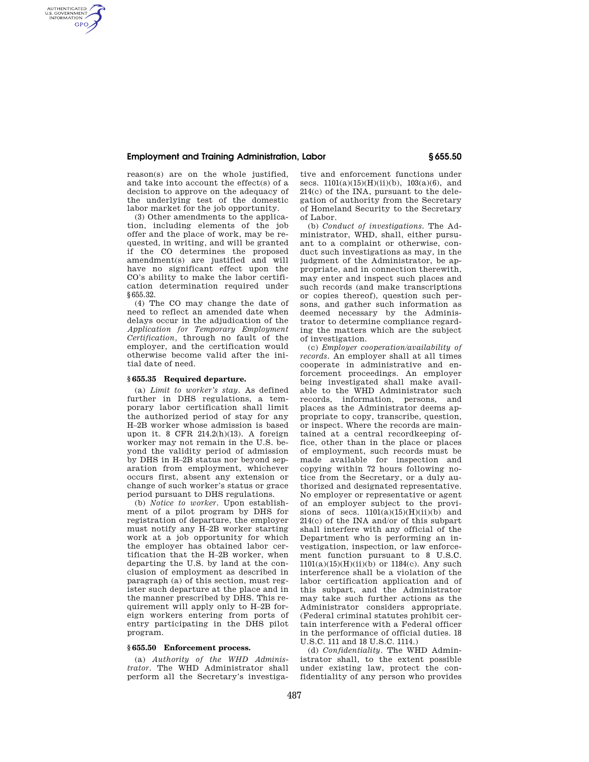reason(s) are on the whole justified, and take into account the effect(s) of a decision to approve on the adequacy of the underlying test of the domestic labor market for the job opportunity.

(3) Other amendments to the application, including elements of the job offer and the place of work, may be requested, in writing, and will be granted if the CO determines the proposed amendment(s) are justified and will have no significant effect upon the CO's ability to make the labor certification determination required under §655.32.

(4) The CO may change the date of need to reflect an amended date when delays occur in the adjudication of the *Application for Temporary Employment Certification*, through no fault of the employer, and the certification would otherwise become valid after the initial date of need.

## §655.35 Required departure.

(a) *Limit to worker's stay.* As defined further in DHS regulations, a temporary labor certification shall limit the authorized period of stay for any H–2B worker whose admission is based upon it. 8 CFR 214.2(h)(13). A foreign worker may not remain in the U.S. beyond the validity period of admission by DHS in H–2B status nor beyond separation from employment, whichever occurs first, absent any extension or change of such worker's status or grace period pursuant to DHS regulations.

(b) *Notice to worker.* Upon establishment of a pilot program by DHS for registration of departure, the employer must notify any H–2B worker starting work at a job opportunity for which the employer has obtained labor certification that the H–2B worker, when departing the U.S. by land at the conclusion of employment as described in paragraph (a) of this section, must register such departure at the place and in the manner prescribed by DHS. This requirement will apply only to H–2B foreign workers entering from ports of entry participating in the DHS pilot program.

## §655.50 Enforcement process.

(a) *Authority of the WHD Administrator.* The WHD Administrator shall perform all the Secretary's investigative and enforcement functions under secs. 1101(a)(15)(H)(ii)(b), 103(a)(6), and 214(c) of the INA, pursuant to the delegation of authority from the Secretary of Homeland Security to the Secretary of Labor.

(b) *Conduct of investigations.* The Administrator, WHD, shall, either pursuant to a complaint or otherwise, conduct such investigations as may, in the judgment of the Administrator, be appropriate, and in connection therewith, may enter and inspect such places and such records (and make transcriptions or copies thereof), question such persons, and gather such information as deemed necessary by the Administrator to determine compliance regarding the matters which are the subject of investigation.

(c) *Employer cooperation/availability of records.* An employer shall at all times cooperate in administrative and enforcement proceedings. An employer being investigated shall make available to the WHD Administrator such records, information, persons, and places as the Administrator deems appropriate to copy, transcribe, question, or inspect. Where the records are maintained at a central recordkeeping office, other than in the place or places of employment, such records must be made available for inspection and copying within 72 hours following notice from the Secretary, or a duly authorized and designated representative. No employer or representative or agent of an employer subject to the provisions of secs. 1101(a)(15)(H)(ii)(b) and 214(c) of the INA and/or of this subpart shall interfere with any official of the Department who is performing an investigation, inspection, or law enforcement function pursuant to 8 U.S.C. 1101(a)(15)(H)(ii)(b) or 1184(c). Any such interference shall be a violation of the labor certification application and of this subpart, and the Administrator may take such further actions as the Administrator considers appropriate. (Federal criminal statutes prohibit certain interference with a Federal officer in the performance of official duties. 18 U.S.C. 111 and 18 U.S.C. 1114.)

(d) *Confidentiality.* The WHD Administrator shall, to the extent possible under existing law, protect the confidentiality of any person who provides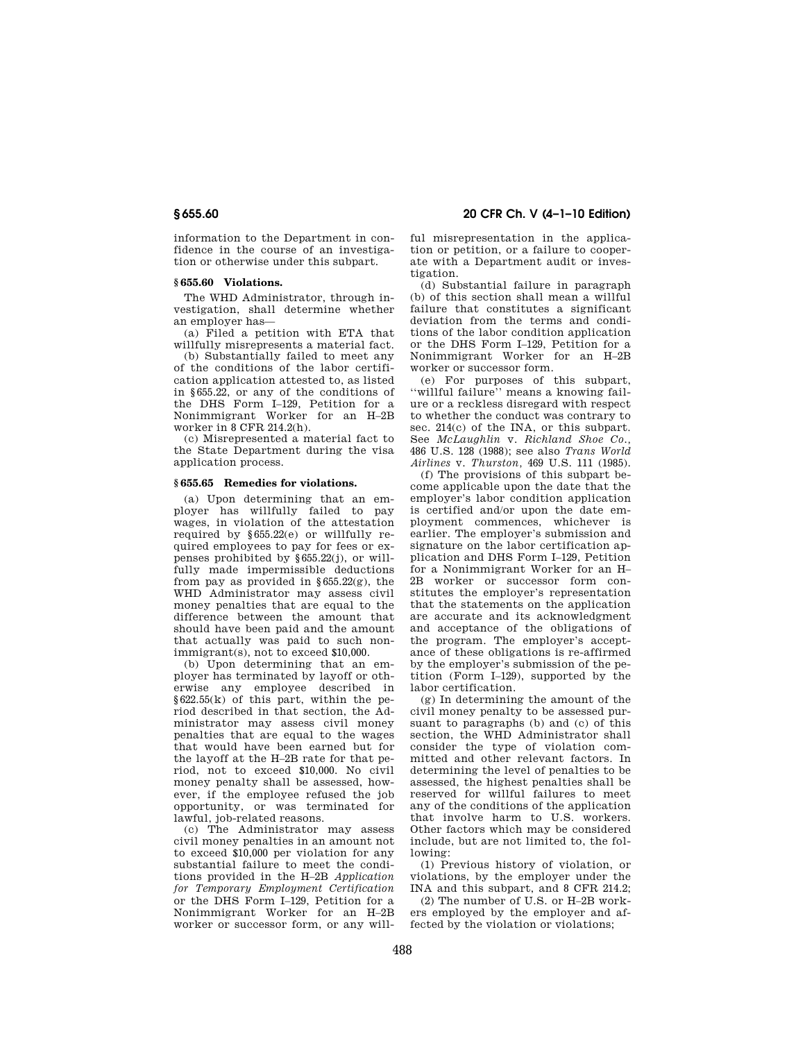information to the Department in confidence in the course of an investigation or otherwise under this subpart.

### § 655.60 Violations.

The WHD Administrator, through investigation, shall determine whether an employer has—

(a) Filed a petition with ETA that willfully misrepresents a material fact.

(b) Substantially failed to meet any of the conditions of the labor certification application attested to, as listed in § 655.22, or any of the conditions of the DHS Form I–129, Petition for a Nonimmigrant Worker for an H–2B worker in 8 CFR 214.2(h).

(c) Misrepresented a material fact to the State Department during the visa application process.

### § 655.65 Remedies for violations.

(a) Upon determining that an employer has willfully failed to pay wages, in violation of the attestation required by § 655.22(e) or willfully required employees to pay for fees or expenses prohibited by § 655.22(j), or willfully made impermissible deductions from pay as provided in § 655.22(g), the WHD Administrator may assess civil money penalties that are equal to the difference between the amount that should have been paid and the amount that actually was paid to such nonimmigrant(s), not to exceed $10,000.

(b) Upon determining that an employer has terminated by layoff or otherwise any employee described in § 622.55(k) of this part, within the period described in that section, the Administrator may assess civil money penalties that are equal to the wages that would have been earned but for the layoff at the H–2B rate for that period, not to exceed $10,000. No civil money penalty shall be assessed, however, if the employee refused the job opportunity, or was terminated for lawful, job-related reasons.

(c) The Administrator may assess civil money penalties in an amount not to exceed $10,000 per violation for any substantial failure to meet the conditions provided in the H–2B *Application for Temporary Employment Certification* or the DHS Form I–129, Petition for a Nonimmigrant Worker for an H–2B worker or successor form, or any willful misrepresentation in the application or petition, or a failure to cooperate with a Department audit or investigation.

(d) Substantial failure in paragraph (b) of this section shall mean a willful failure that constitutes a significant deviation from the terms and conditions of the labor condition application or the DHS Form I–129, Petition for a Nonimmigrant Worker for an H–2B worker or successor form.

(e) For purposes of this subpart, ''willful failure'' means a knowing failure or a reckless disregard with respect to whether the conduct was contrary to sec. 214(c) of the INA, or this subpart. See *McLaughlin* v. *Richland Shoe Co.*, 486 U.S. 128 (1988); see also *Trans World Airlines* v. *Thurston*, 469 U.S. 111 (1985).

(f) The provisions of this subpart become applicable upon the date that the employer's labor condition application is certified and/or upon the date employment commences, whichever is earlier. The employer's submission and signature on the labor certification application and DHS Form I–129, Petition for a Nonimmigrant Worker for an H–2B worker or successor form constitutes the employer's representation that the statements on the application are accurate and its acknowledgment and acceptance of the obligations of the program. The employer's acceptance of these obligations is re-affirmed by the employer's submission of the petition (Form I–129), supported by the labor certification.

(g) In determining the amount of the civil money penalty to be assessed pursuant to paragraphs (b) and (c) of this section, the WHD Administrator shall consider the type of violation committed and other relevant factors. In determining the level of penalties to be assessed, the highest penalties shall be reserved for willful failures to meet any of the conditions of the application that involve harm to U.S. workers. Other factors which may be considered include, but are not limited to, the following:

(1) Previous history of violation, or violations, by the employer under the INA and this subpart, and 8 CFR 214.2;

(2) The number of U.S. or H–2B workers employed by the employer and affected by the violation or violations;